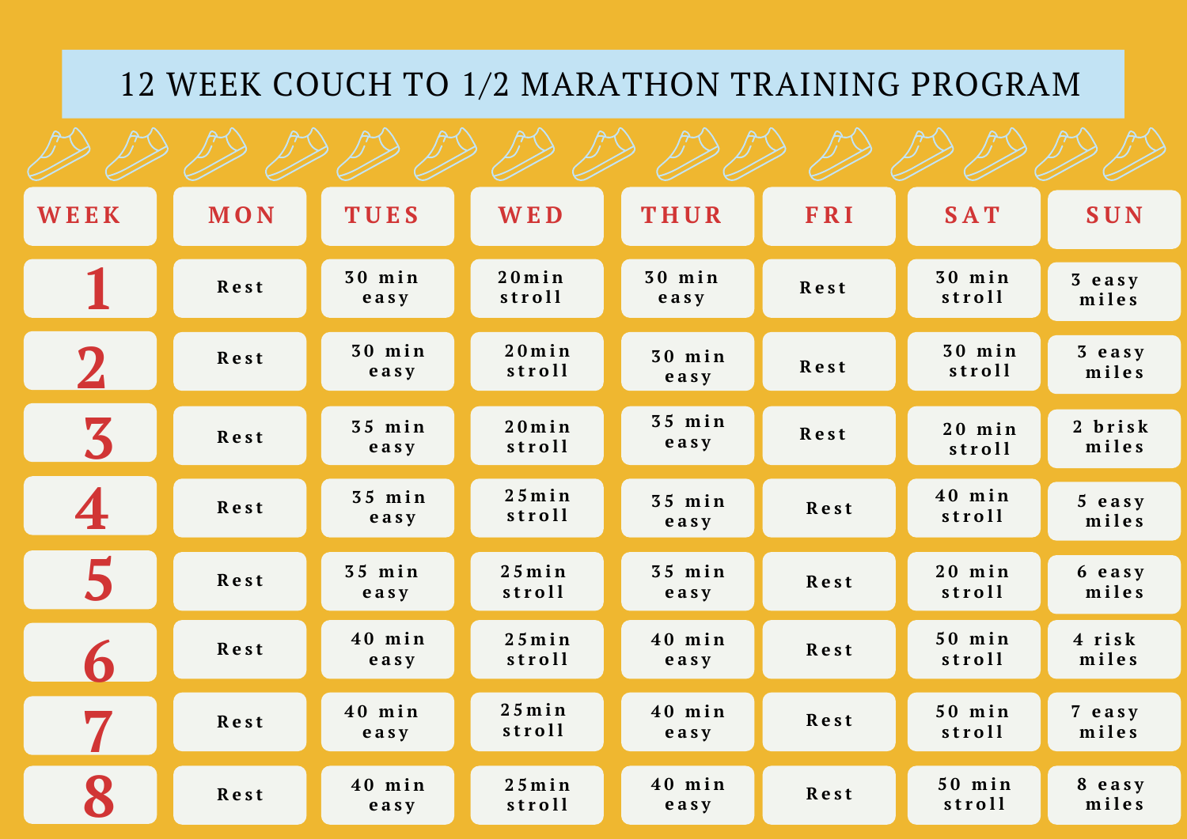# 12 WEEK COUCH TO 1/2 MARATHON TRAINING PROGRAM

| WEEK | MON | TUES | WED | THUR | FRI | SAT | SUN |
|---|---|---|---|---|---|---|---|
| 1 | Rest | 30 min easy | 20min stroll | 30 min easy | Rest | 30 min stroll | 3 easy miles |
| 2 | Rest | 30 min easy | 20min stroll | 30 min easy | Rest | 30 min stroll | 3 easy miles |
| 3 | Rest | 35 min easy | 20min stroll | 35 min easy | Rest | 20 min stroll | 2 brisk miles |
| 4 | Rest | 35 min easy | 25min stroll | 35 min easy | Rest | 40 min stroll | 5 easy miles |
| 5 | Rest | 35 min easy | 25min stroll | 35 min easy | Rest | 20 min stroll | 6 easy miles |
| 6 | Rest | 40 min easy | 25min stroll | 40 min easy | Rest | 50 min stroll | 4 risk miles |
| 7 | Rest | 40 min easy | 25min stroll | 40 min easy | Rest | 50 min stroll | 7 easy miles |
| 8 | Rest | 40 min easy | 25min stroll | 40 min easy | Rest | 50 min stroll | 8 easy miles |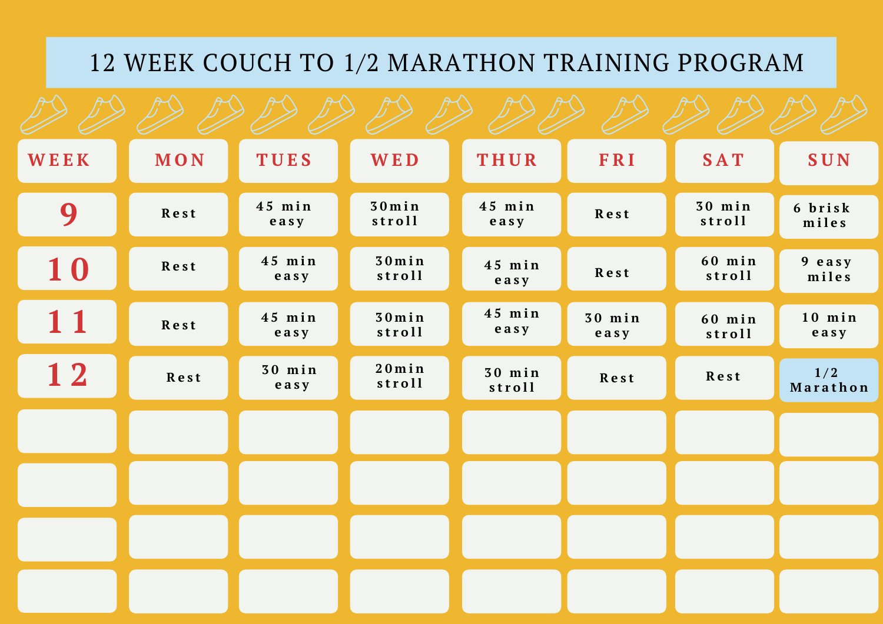# 12 WEEK COUCH TO 1/2 MARATHON TRAINING PROGRAM

| WEEK | MON | TUES | WED | THUR | FRI | SAT | SUN |
|---|---|---|---|---|---|---|---|
| 9 | Rest | 45 min easy | 30min stroll | 45 min easy | Rest | 30 min stroll | 6 brisk miles |
| 10 | Rest | 45 min easy | 30min stroll | 45 min easy | Rest | 60 min stroll | 9 easy miles |
| 11 | Rest | 45 min easy | 30min stroll | 45 min easy | 30 min easy | 60 min stroll | 10 min easy |
| 12 | Rest | 30 min easy | 20min stroll | 30 min stroll | Rest | Rest | 1/2 Marathon |
| | | | | | | | |
| | | | | | | | |
| | | | | | | | |
| | | | | | | | |